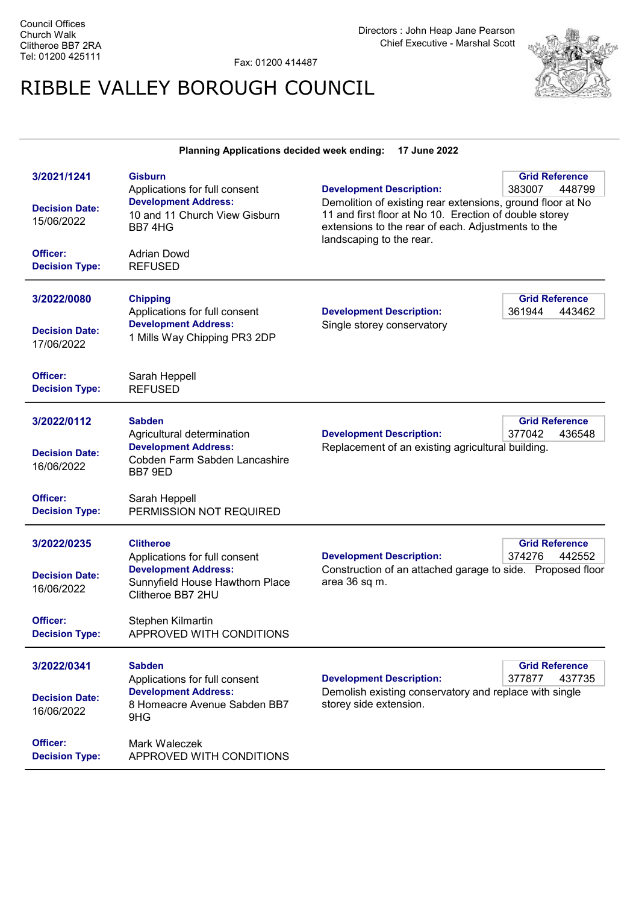Council Offices
Church Walk
Clitheroe BB7 2RA
Tel: 01200 425111

Fax: 01200 414487

Directors : John Heap Jane Pearson
Chief Executive - Marshal Scott

# RIBBLE VALLEY BOROUGH COUNCIL

**Planning Applications decided week ending: 17 June 2022**

---

**3/2021/1241**

**Gisburn**
Applications for full consent

**Decision Date:** 15/06/2022

**Development Address:** 10 and 11 Church View Gisburn BB7 4HG

**Development Description:** Demolition of existing rear extensions, ground floor at No 11 and first floor at No 10. Erection of double storey extensions to the rear of each. Adjustments to the landscaping to the rear.

**Grid Reference:** 383007 448799

**Officer:** Adrian Dowd
**Decision Type:** REFUSED

---

**3/2022/0080**

**Chipping**
Applications for full consent

**Decision Date:** 17/06/2022

**Development Address:** 1 Mills Way Chipping PR3 2DP

**Development Description:** Single storey conservatory

**Grid Reference:** 361944 443462

**Officer:** Sarah Heppell
**Decision Type:** REFUSED

---

**3/2022/0112**

**Sabden**
Agricultural determination

**Decision Date:** 16/06/2022

**Development Address:** Cobden Farm Sabden Lancashire BB7 9ED

**Development Description:** Replacement of an existing agricultural building.

**Grid Reference:** 377042 436548

**Officer:** Sarah Heppell
**Decision Type:** PERMISSION NOT REQUIRED

---

**3/2022/0235**

**Clitheroe**
Applications for full consent

**Decision Date:** 16/06/2022

**Development Address:** Sunnyfield House Hawthorn Place Clitheroe BB7 2HU

**Development Description:** Construction of an attached garage to side. Proposed floor area 36 sq m.

**Grid Reference:** 374276 442552

**Officer:** Stephen Kilmartin
**Decision Type:** APPROVED WITH CONDITIONS

---

**3/2022/0341**

**Sabden**
Applications for full consent

**Decision Date:** 16/06/2022

**Development Address:** 8 Homeacre Avenue Sabden BB7 9HG

**Development Description:** Demolish existing conservatory and replace with single storey side extension.

**Grid Reference:** 377877 437735

**Officer:** Mark Waleczek
**Decision Type:** APPROVED WITH CONDITIONS

---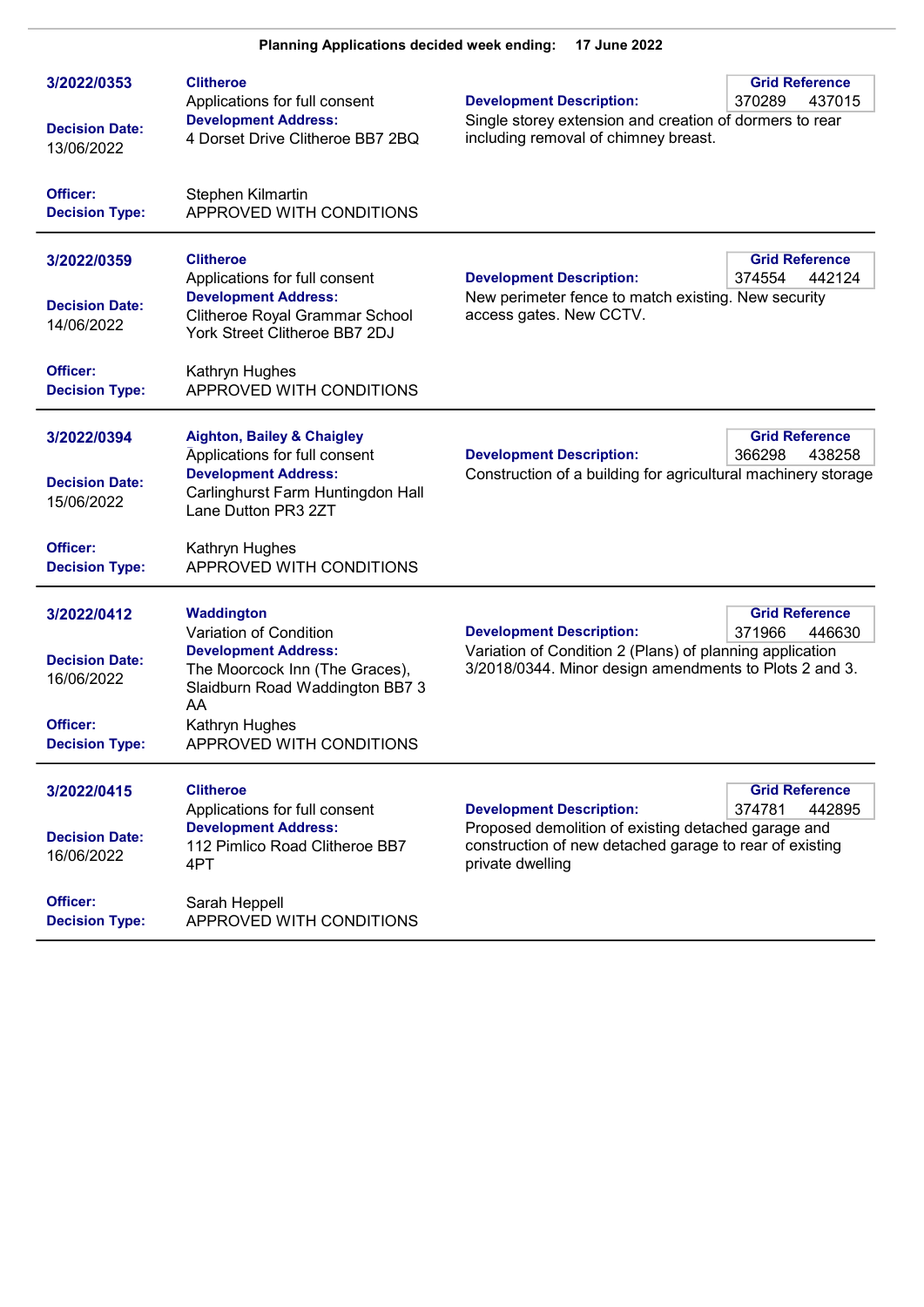**Planning Applications decided week ending: 17 June 2022**

---

**3/2022/0353**

**Clitheroe**
Applications for full consent

**Development Address:**
4 Dorset Drive Clitheroe BB7 2BQ

**Decision Date:** 13/06/2022

**Officer:** Stephen Kilmartin

**Decision Type:** APPROVED WITH CONDITIONS

**Development Description:**
Single storey extension and creation of dormers to rear including removal of chimney breast.

**Grid Reference** 370289 437015

---

**3/2022/0359**

**Clitheroe**
Applications for full consent

**Development Address:**
Clitheroe Royal Grammar School York Street Clitheroe BB7 2DJ

**Decision Date:** 14/06/2022

**Officer:** Kathryn Hughes

**Decision Type:** APPROVED WITH CONDITIONS

**Development Description:**
New perimeter fence to match existing. New security access gates. New CCTV.

**Grid Reference** 374554 442124

---

**3/2022/0394**

**Aighton, Bailey & Chaigley**
Applications for full consent

**Development Address:**
Carlinghurst Farm Huntingdon Hall Lane Dutton PR3 2ZT

**Decision Date:** 15/06/2022

**Officer:** Kathryn Hughes

**Decision Type:** APPROVED WITH CONDITIONS

**Development Description:**
Construction of a building for agricultural machinery storage

**Grid Reference** 366298 438258

---

**3/2022/0412**

**Waddington**
Variation of Condition

**Development Address:**
The Moorcock Inn (The Graces), Slaidburn Road Waddington BB7 3 AA

**Decision Date:** 16/06/2022

**Officer:** Kathryn Hughes

**Decision Type:** APPROVED WITH CONDITIONS

**Development Description:**
Variation of Condition 2 (Plans) of planning application 3/2018/0344. Minor design amendments to Plots 2 and 3.

**Grid Reference** 371966 446630

---

**3/2022/0415**

**Clitheroe**
Applications for full consent

**Development Address:**
112 Pimlico Road Clitheroe BB7 4PT

**Decision Date:** 16/06/2022

**Officer:** Sarah Heppell

**Decision Type:** APPROVED WITH CONDITIONS

**Development Description:**
Proposed demolition of existing detached garage and construction of new detached garage to rear of existing private dwelling

**Grid Reference** 374781 442895